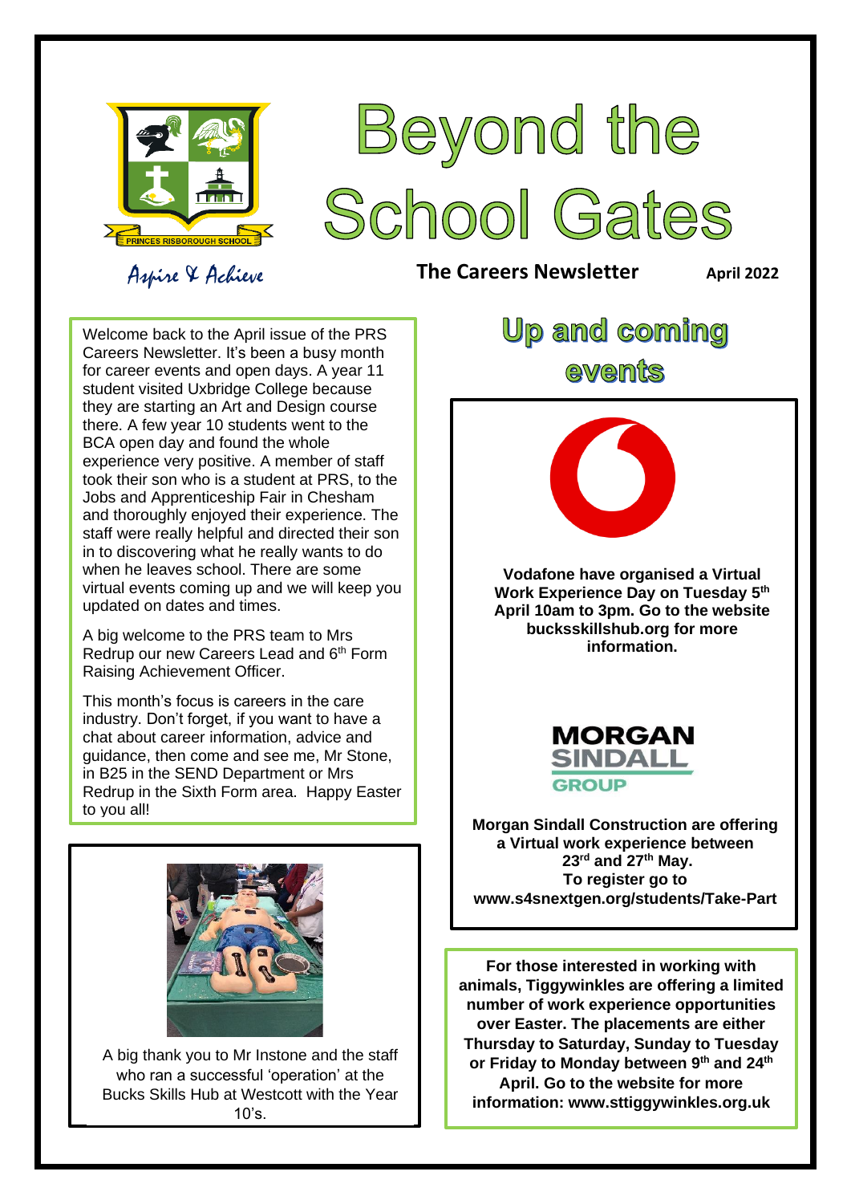# Beyond the School Gates

Aspire & Achieve

**The Careers Newsletter** **April 2022**

Welcome back to the April issue of the PRS Careers Newsletter. It's been a busy month for career events and open days. A year 11 student visited Uxbridge College because they are starting an Art and Design course there. A few year 10 students went to the BCA open day and found the whole experience very positive. A member of staff took their son who is a student at PRS, to the Jobs and Apprenticeship Fair in Chesham and thoroughly enjoyed their experience. The staff were really helpful and directed their son in to discovering what he really wants to do when he leaves school. There are some virtual events coming up and we will keep you updated on dates and times.

A big welcome to the PRS team to Mrs Redrup our new Careers Lead and 6th Form Raising Achievement Officer.

This month's focus is careers in the care industry. Don't forget, if you want to have a chat about career information, advice and guidance, then come and see me, Mr Stone, in B25 in the SEND Department or Mrs Redrup in the Sixth Form area. Happy Easter to you all!

A big thank you to Mr Instone and the staff who ran a successful 'operation' at the Bucks Skills Hub at Westcott with the Year 10's.

## Up and coming events

**Vodafone have organised a Virtual Work Experience Day on Tuesday 5th April 10am to 3pm. Go to the website bucksskillshub.org for more information.**

**Morgan Sindall Construction are offering a Virtual work experience between 23rd and 27th May. To register go to www.s4snextgen.org/students/Take-Part**

**For those interested in working with animals, Tiggywinkles are offering a limited number of work experience opportunities over Easter. The placements are either Thursday to Saturday, Sunday to Tuesday or Friday to Monday between 9th and 24th April. Go to the website for more information: www.sttiggywinkles.org.uk**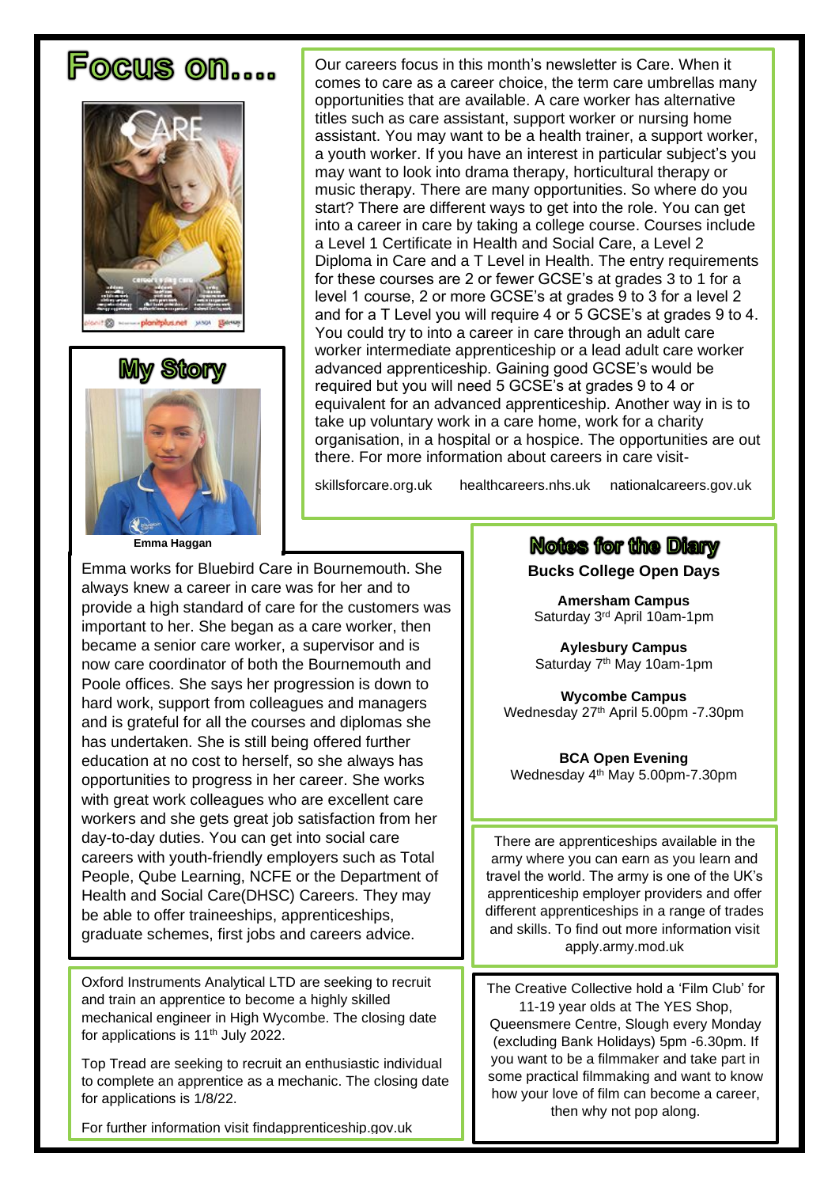# Focus on....

Our careers focus in this month's newsletter is Care. When it comes to care as a career choice, the term care umbrellas many opportunities that are available. A care worker has alternative titles such as care assistant, support worker or nursing home health assistant. You may want to be a health trainer, a support worker, a youth worker. If you have an interest in particular subject's you may want to look into drama therapy, horticultural therapy or music therapy. There are many opportunities. So where do you start? There are different ways to get into the role. You can get into a career in care by taking a college course. Courses include a Level 1 Certificate in Health and Social Care, a Level 2 Diploma in Care and a T Level in Health. The entry requirements for these courses are 2 or fewer GCSE's at grades 3 to 1 for a level 1 course, 2 or more GCSE's at grades 9 to 3 for a level 2 and for a T Level you will require 4 or 5 GCSE's at grades 9 to 4. You could try to into a career in care through an adult care worker intermediate apprenticeship or a lead adult care worker advanced apprenticeship. Gaining good GCSE's would be required but you will need 5 GCSE's at grades 9 to 4 or equivalent for an advanced apprenticeship. Another way in is to take up voluntary work in a care home, work for a charity organisation, in a hospital or a hospice. The opportunities are out there. For more information about careers in care visit-

skillsforcare.org.uk healthcareers.nhs.uk nationalcareers.gov.uk

## My Story

**Emma Haggan**

Emma works for Bluebird Care in Bournemouth. She always knew a career in care was for her and to provide a high standard of care for the customers was important to her. She began as a care worker, then became a senior care worker, a supervisor and is now care coordinator of both the Bournemouth and Poole offices. She says her progression is down to hard work, support from colleagues and managers and is grateful for all the courses and diplomas she has undertaken. She is still being offered further education at no cost to herself, so she always has opportunities to progress in her career. She works with great work colleagues who are excellent care workers and she gets great job satisfaction from her day-to-day duties. You can get into social care careers with youth-friendly employers such as Total People, Qube Learning, NCFE or the Department of Health and Social Care(DHSC) Careers. They may be able to offer traineeships, apprenticeships, graduate schemes, first jobs and careers advice.

## Notes for the Diary

**Bucks College Open Days**

**Amersham Campus**
Saturday 3rd April 10am-1pm

**Aylesbury Campus**
Saturday 7th May 10am-1pm

**Wycombe Campus**
Wednesday 27th April 5.00pm -7.30pm

**BCA Open Evening**
Wednesday 4th May 5.00pm-7.30pm

There are apprenticeships available in the army where you can earn as you learn and travel the world. The army is one of the UK's apprenticeship employer providers and offer different apprenticeships in a range of trades and skills. To find out more information visit apply.army.mod.uk

Oxford Instruments Analytical LTD are seeking to recruit and train an apprentice to become a highly skilled mechanical engineer in High Wycombe. The closing date for applications is 11th July 2022.

Top Tread are seeking to recruit an enthusiastic individual to complete an apprentice as a mechanic. The closing date for applications is 1/8/22.

For further information visit findapprenticeship.gov.uk

The Creative Collective hold a 'Film Club' for 11-19 year olds at The YES Shop, Queensmere Centre, Slough every Monday (excluding Bank Holidays) 5pm -6.30pm. If you want to be a filmmaker and take part in some practical filmmaking and want to know how your love of film can become a career, then why not pop along.